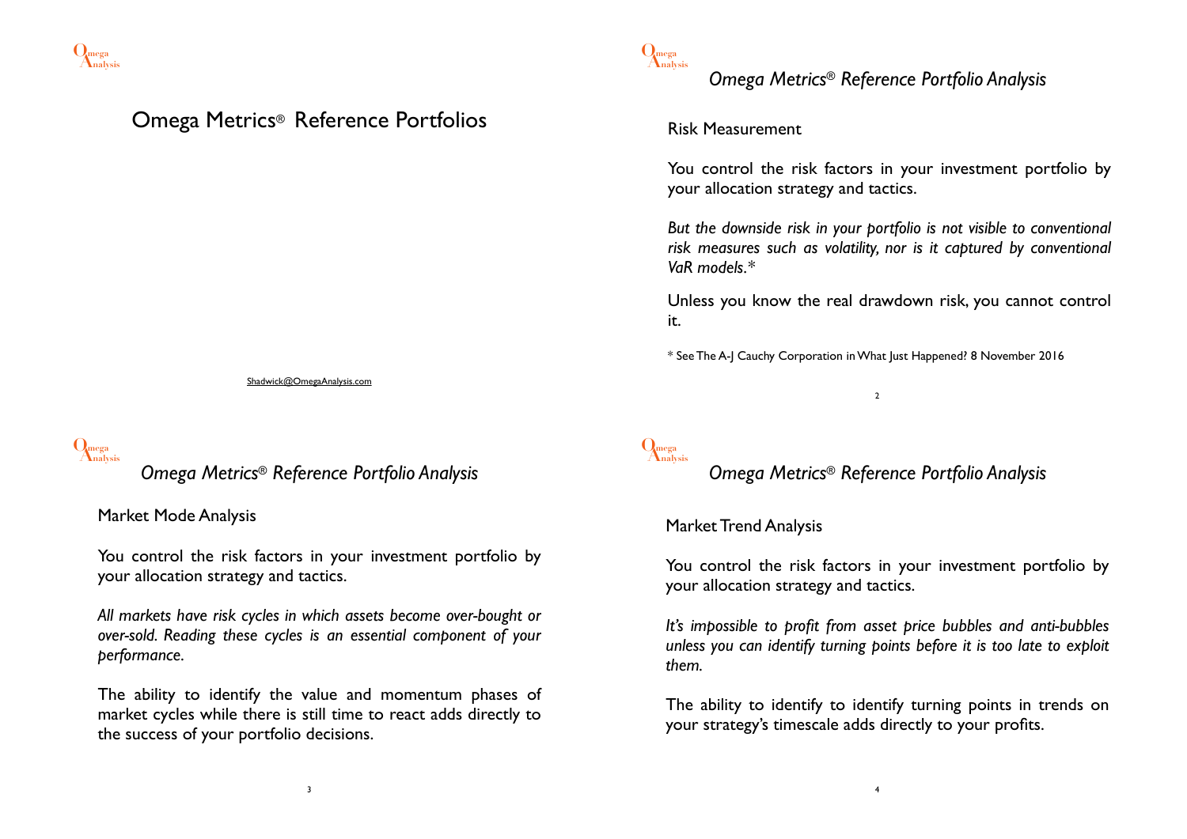# Omega Metrics® Reference Portfolios

Shadwick@OmegaAnalysis.com

## *Omega Metrics® Reference Portfolio Analysis*

### Risk Measurement

You control the risk factors in your investment portfolio by your allocation strategy and tactics.

*But the downside risk in your portfolio is not visible to conventional risk measures such as volatility, nor is it captured by conventional VaR models.**

Unless you know the real drawdown risk, you cannot control it.

\* See The A-J Cauchy Corporation in What Just Happened? 8 November 2016

## *Omega Metrics® Reference Portfolio Analysis*

### Market Mode Analysis

You control the risk factors in your investment portfolio by your allocation strategy and tactics.

*All markets have risk cycles in which assets become over-bought or over-sold. Reading these cycles is an essential component of your performance.*

The ability to identify the value and momentum phases of market cycles while there is still time to react adds directly to the success of your portfolio decisions.

## *Omega Metrics® Reference Portfolio Analysis*

### Market Trend Analysis

You control the risk factors in your investment portfolio by your allocation strategy and tactics.

*It's impossible to profit from asset price bubbles and anti-bubbles unless you can identify turning points before it is too late to exploit them.*

The ability to identify to identify turning points in trends on your strategy's timescale adds directly to your profits.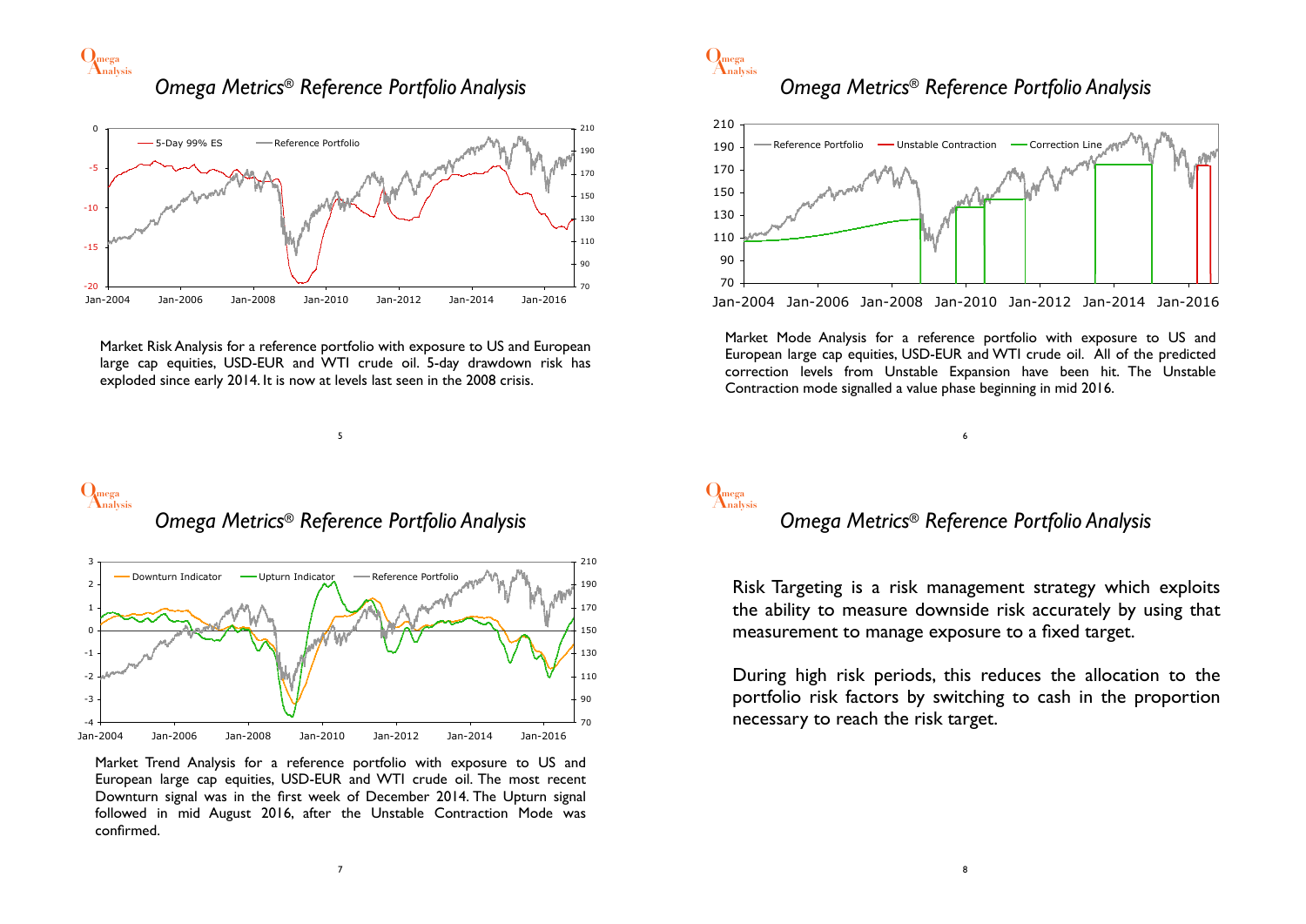## Omega Metrics® Reference Portfolio Analysis

Market Risk Analysis for a reference portfolio with exposure to US and European large cap equities, USD-EUR and WTI crude oil. 5-day drawdown risk has exploded since early 2014. It is now at levels last seen in the 2008 crisis.

## Omega Metrics® Reference Portfolio Analysis

Market Mode Analysis for a reference portfolio with exposure to US and European large cap equities, USD-EUR and WTI crude oil. All of the predicted correction levels from Unstable Expansion have been hit. The Unstable Contraction mode signalled a value phase beginning in mid 2016.

## Omega Metrics® Reference Portfolio Analysis

Market Trend Analysis for a reference portfolio with exposure to US and European large cap equities, USD-EUR and WTI crude oil. The most recent Downturn signal was in the first week of December 2014. The Upturn signal followed in mid August 2016, after the Unstable Contraction Mode was confirmed.

## Omega Metrics® Reference Portfolio Analysis

Risk Targeting is a risk management strategy which exploits the ability to measure downside risk accurately by using that measurement to manage exposure to a fixed target.

During high risk periods, this reduces the allocation to the portfolio risk factors by switching to cash in the proportion necessary to reach the risk target.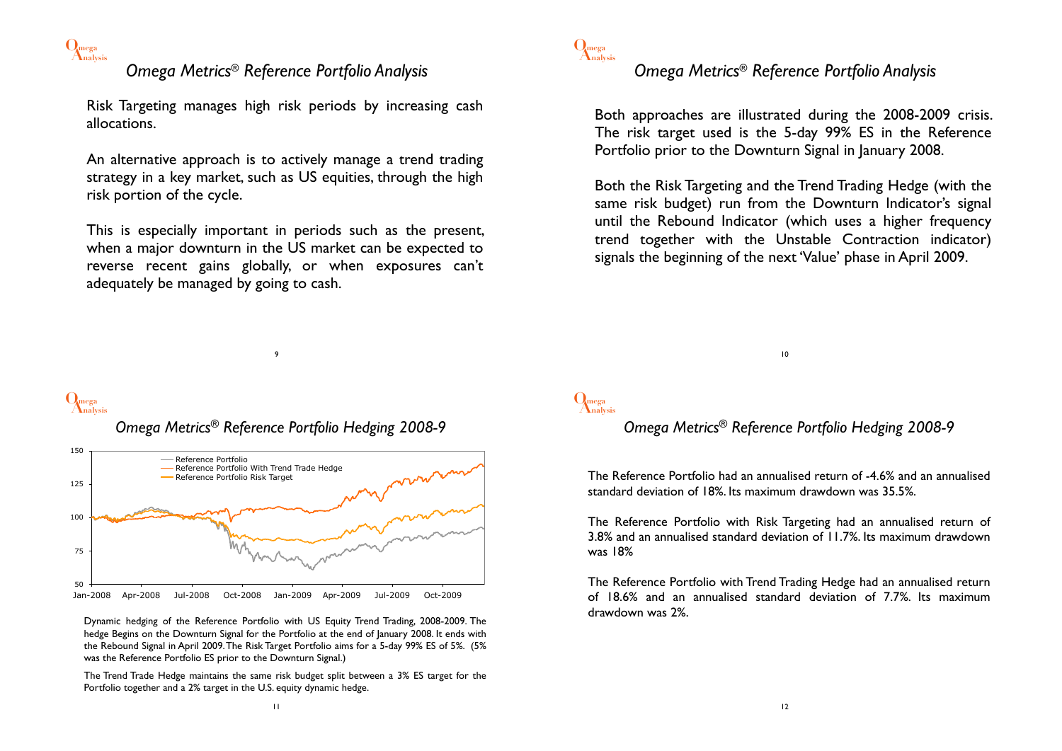## Omega Metrics® Reference Portfolio Analysis

Risk Targeting manages high risk periods by increasing cash allocations.

An alternative approach is to actively manage a trend trading strategy in a key market, such as US equities, through the high risk portion of the cycle.

This is especially important in periods such as the present, when a major downturn in the US market can be expected to reverse recent gains globally, or when exposures can't adequately be managed by going to cash.

## Omega Metrics® Reference Portfolio Analysis

Both approaches are illustrated during the 2008-2009 crisis. The risk target used is the 5-day 99% ES in the Reference Portfolio prior to the Downturn Signal in January 2008.

Both the Risk Targeting and the Trend Trading Hedge (with the same risk budget) run from the Downturn Indicator's signal until the Rebound Indicator (which uses a higher frequency trend together with the Unstable Contraction indicator) signals the beginning of the next 'Value' phase in April 2009.

## Omega Metrics® Reference Portfolio Hedging 2008-9

Dynamic hedging of the Reference Portfolio with US Equity Trend Trading, 2008-2009. The hedge Begins on the Downturn Signal for the Portfolio at the end of January 2008. It ends with the Rebound Signal in April 2009. The Risk Target Portfolio aims for a 5-day 99% ES of 5%. (5% was the Reference Portfolio ES prior to the Downturn Signal.)

The Trend Trade Hedge maintains the same risk budget split between a 3% ES target for the Portfolio together and a 2% target in the U.S. equity dynamic hedge.

## Omega Metrics® Reference Portfolio Hedging 2008-9

The Reference Portfolio had an annualised return of -4.6% and an annualised standard deviation of 18%. Its maximum drawdown was 35.5%.

The Reference Portfolio with Risk Targeting had an annualised return of 3.8% and an annualised standard deviation of 11.7%. Its maximum drawdown was 18%

The Reference Portfolio with Trend Trading Hedge had an annualised return of 18.6% and an annualised standard deviation of 7.7%. Its maximum drawdown was 2%.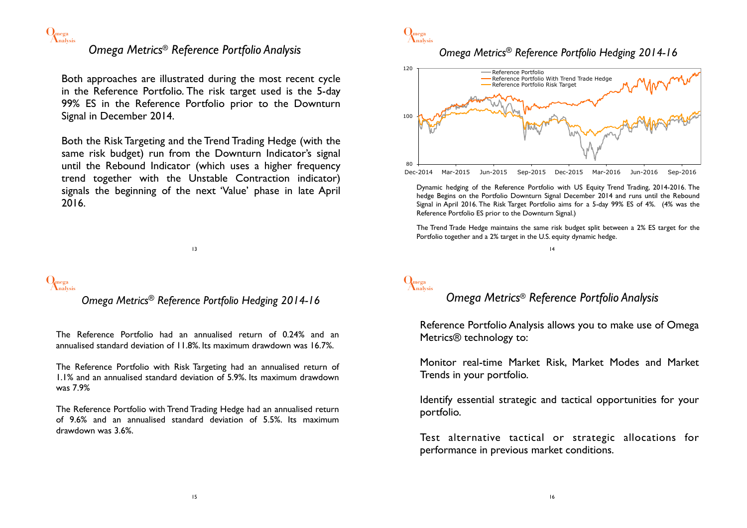## *Omega Metrics® Reference Portfolio Analysis*

Both approaches are illustrated during the most recent cycle in the Reference Portfolio. The risk target used is the 5-day 99% ES in the Reference Portfolio prior to the Downturn Signal in December 2014.

Both the Risk Targeting and the Trend Trading Hedge (with the same risk budget) run from the Downturn Indicator's signal until the Rebound Indicator (which uses a higher frequency trend together with the Unstable Contraction indicator) signals the beginning of the next 'Value' phase in late April 2016.

## *Omega Metrics® Reference Portfolio Hedging 2014-16*

Dynamic hedging of the Reference Portfolio with US Equity Trend Trading, 2014-2016. The hedge Begins on the Portfolio Downturn Signal December 2014 and runs until the Rebound Signal in April 2016. The Risk Target Portfolio aims for a 5-day 99% ES of 4%. (4% was the Reference Portfolio ES prior to the Downturn Signal.)

The Trend Trade Hedge maintains the same risk budget split between a 2% ES target for the Portfolio together and a 2% target in the U.S. equity dynamic hedge.

## *Omega Metrics® Reference Portfolio Hedging 2014-16*

The Reference Portfolio had an annualised return of 0.24% and an annualised standard deviation of 11.8%. Its maximum drawdown was 16.7%.

The Reference Portfolio with Risk Targeting had an annualised return of 1.1% and an annualised standard deviation of 5.9%. Its maximum drawdown was 7.9%

The Reference Portfolio with Trend Trading Hedge had an annualised return of 9.6% and an annualised standard deviation of 5.5%. Its maximum drawdown was 3.6%.

## *Omega Metrics® Reference Portfolio Analysis*

Reference Portfolio Analysis allows you to make use of Omega Metrics® technology to:

Monitor real-time Market Risk, Market Modes and Market Trends in your portfolio.

Identify essential strategic and tactical opportunities for your portfolio.

Test alternative tactical or strategic allocations for performance in previous market conditions.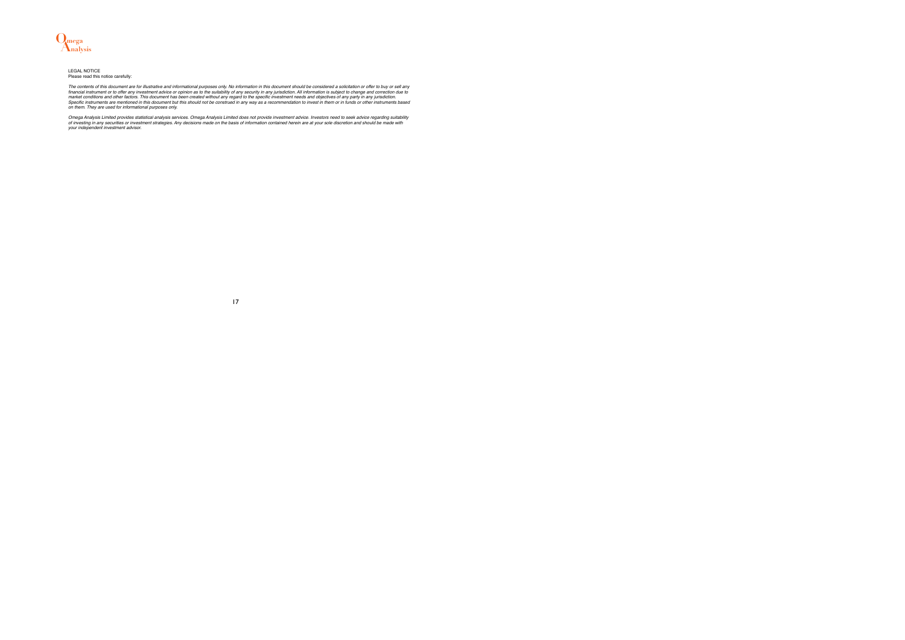LEGAL NOTICE

Please read this notice carefully:

*The contents of this document are for illustrative and informational purposes only. No information in this document should be considered a solicitation or offer to buy or sell any financial instrument or to offer any investment advice or opinion as to the suitability of any security in any jurisdiction. All information is subject to change and correction due to market conditions and other factors. This document has been created without any regard to the specific investment needs and objectives of any party in any jurisdiction. Specific instruments are mentioned in this document but this should not be construed in any way as a recommendation to invest in them or in funds or other instruments based on them. They are used for informational purposes only.*

*Omega Analysis Limited provides statistical analysis services. Omega Analysis Limited does not provide investment advice. Investors need to seek advice regarding suitability of investing in any securities or investment strategies. Any decisions made on the basis of information contained herein are at your sole discretion and should be made with your independent investment advisor.*